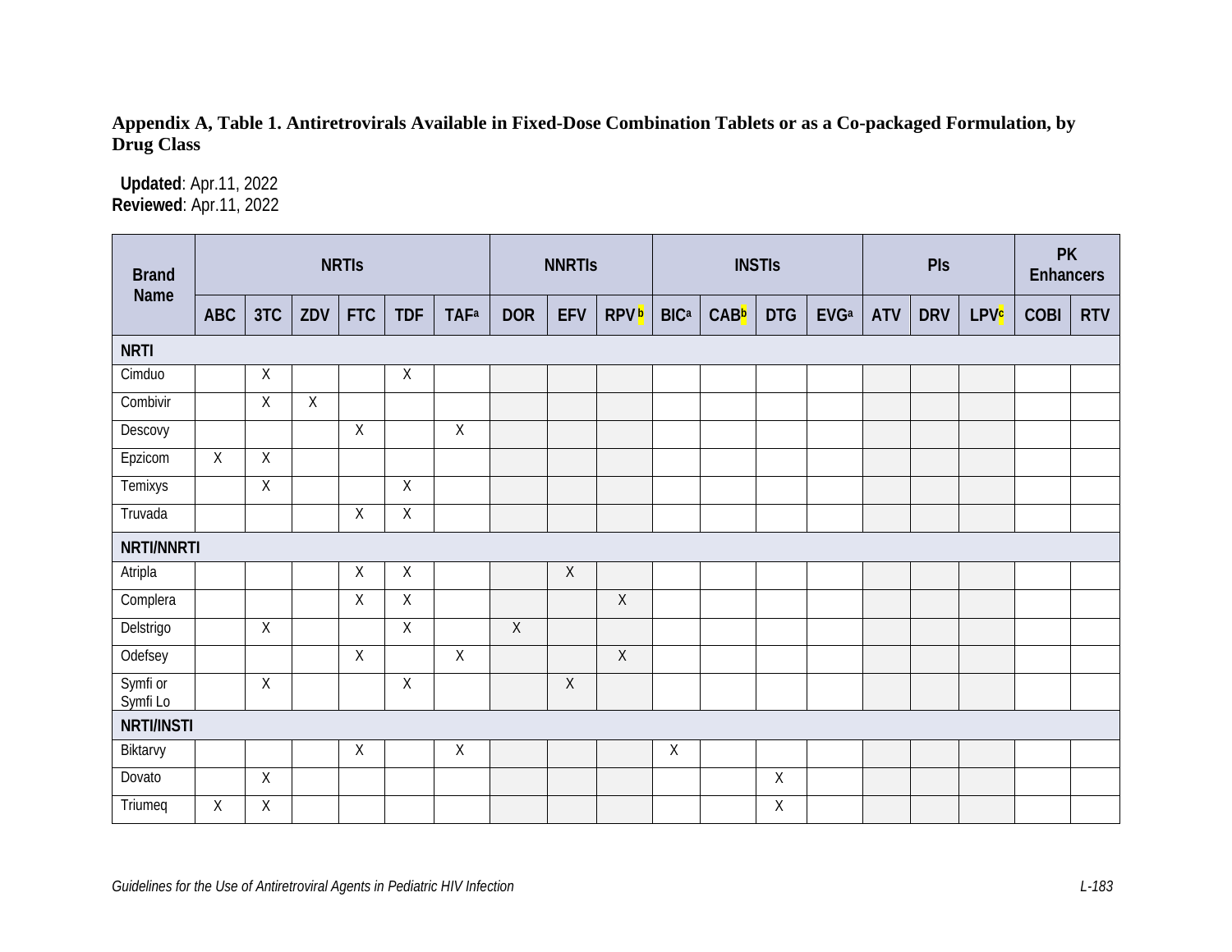**Appendix A, Table 1. Antiretrovirals Available in Fixed-Dose Combination Tablets or as a Co-packaged Formulation, by Drug Class**

**Updated**: Apr.11, 2022
**Reviewed**: Apr.11, 2022

| Brand Name | NRTIs | | | | | | NNRTIs | | | INSTIs | | | | PIs | | | PK Enhancers | |
|---|---|---|---|---|---|---|---|---|---|---|---|---|---|---|---|---|---|---|
| | ABC | 3TC | ZDV | FTC | TDF | TAF[a] | DOR | EFV | RPV[b] | BIC[a] | CAB[b] | DTG | EVG[a] | ATV | DRV | LPV[c] | COBI | RTV |
| **NRTI** | | | | | | | | | | | | | | | | | | |
| Cimduo | | X | | | X | | | | | | | | | | | | | |
| Combivir | | X | X | | | | | | | | | | | | | | | |
| Descovy | | | | X | | X | | | | | | | | | | | | |
| Epzicom | X | X | | | | | | | | | | | | | | | | |
| Temixys | | X | | | X | | | | | | | | | | | | | |
| Truvada | | | | X | X | | | | | | | | | | | | | |
| **NRTI/NNRTI** | | | | | | | | | | | | | | | | | | |
| Atripla | | | | X | X | | | X | | | | | | | | | | |
| Complera | | | | X | X | | | | X | | | | | | | | | |
| Delstrigo | | X | | | X | | X | | | | | | | | | | | |
| Odefsey | | | | X | | X | | | X | | | | | | | | | |
| Symfi or Symfi Lo | | X | | | X | | | X | | | | | | | | | | |
| **NRTI/INSTI** | | | | | | | | | | | | | | | | | | |
| Biktarvy | | | | X | | X | | | | X | | | | | | | | |
| Dovato | | X | | | | | | | | | | X | | | | | | |
| Triumeq | X | X | | | | | | | | | | X | | | | | | |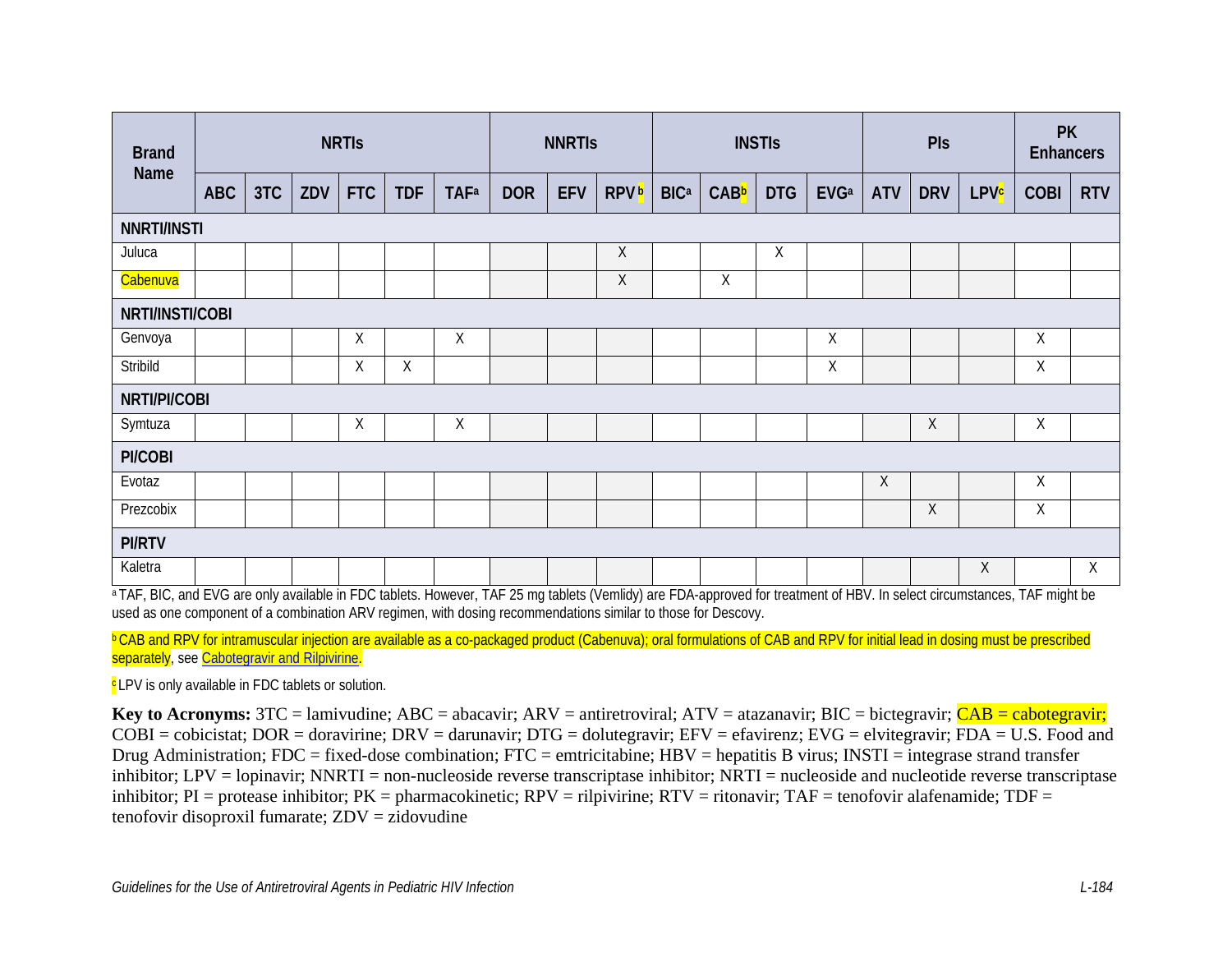| Brand Name | NRTIs | | | | | | NNRTIs | | | INSTIs | | | | PIs | | | PK Enhancers | |
|---|---|---|---|---|---|---|---|---|---|---|---|---|---|---|---|---|---|---|
| | ABC | 3TC | ZDV | FTC | TDF | TAF[a] | DOR | EFV | RPV[b] | BIC[a] | CAB[b] | DTG | EVG[a] | ATV | DRV | LPV[c] | COBI | RTV |
| **NNRTI/INSTI** | | | | | | | | | | | | | | | | | | |
| Juluca | | | | | | | | | X | | | X | | | | | | |
| Cabenuva | | | | | | | | | X | | X | | | | | | | |
| **NRTI/INSTI/COBI** | | | | | | | | | | | | | | | | | | |
| Genvoya | | | | X | | X | | | | | | | X | | | | X | |
| Stribild | | | | X | X | | | | | | | | X | | | | X | |
| **NRTI/PI/COBI** | | | | | | | | | | | | | | | | | | |
| Symtuza | | | | X | | X | | | | | | | | | X | | X | |
| **PI/COBI** | | | | | | | | | | | | | | | | | | |
| Evotaz | | | | | | | | | | | | | | X | | | X | |
| Prezcobix | | | | | | | | | | | | | | | X | | X | |
| **PI/RTV** | | | | | | | | | | | | | | | | | | |
| Kaletra | | | | | | | | | | | | | | | | X | | X |

[a] TAF, BIC, and EVG are only available in FDC tablets. However, TAF 25 mg tablets (Vemlidy) are FDA-approved for treatment of HBV. In select circumstances, TAF might be used as one component of a combination ARV regimen, with dosing recommendations similar to those for Descovy.

[b] CAB and RPV for intramuscular injection are available as a co-packaged product (Cabenuva); oral formulations of CAB and RPV for initial lead in dosing must be prescribed separately, see Cabotegravir and Rilpivirine.

[c] LPV is only available in FDC tablets or solution.

**Key to Acronyms:** 3TC = lamivudine; ABC = abacavir; ARV = antiretroviral; ATV = atazanavir; BIC = bictegravir; CAB = cabotegravir; COBI = cobicistat; DOR = doravirine; DRV = darunavir; DTG = dolutegravir; EFV = efavirenz; EVG = elvitegravir; FDA = U.S. Food and Drug Administration; FDC = fixed-dose combination; FTC = emtricitabine; HBV = hepatitis B virus; INSTI = integrase strand transfer inhibitor; LPV = lopinavir; NNRTI = non-nucleoside reverse transcriptase inhibitor; NRTI = nucleoside and nucleotide reverse transcriptase inhibitor; PI = protease inhibitor; PK = pharmacokinetic; RPV = rilpivirine; RTV = ritonavir; TAF = tenofovir alafenamide; TDF = tenofovir disoproxil fumarate; ZDV = zidovudine